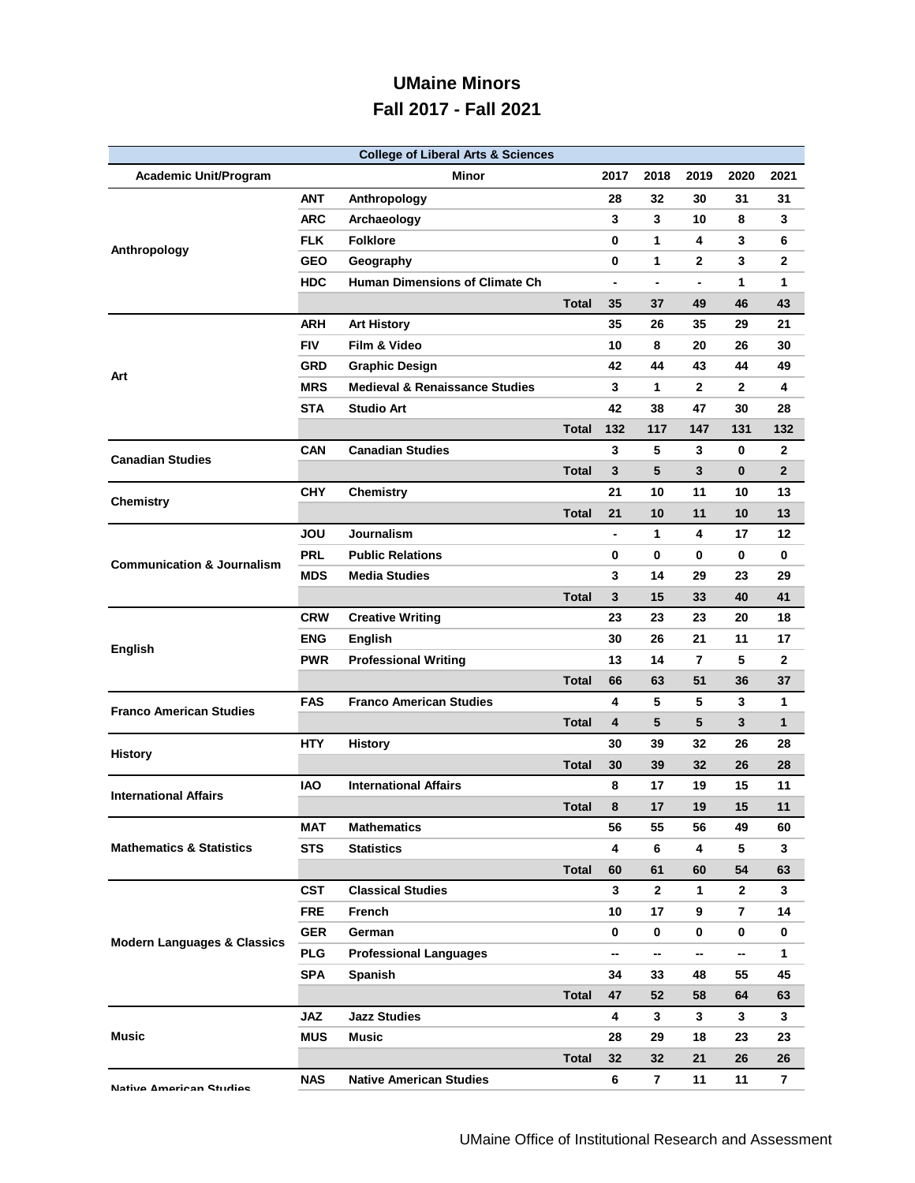# UMaine Minors
## Fall 2017 - Fall 2021

| College of Liberal Arts & Sciences | | | | | | | | |
|---|---|---|---|---|---|---|---|---|
| **Academic Unit/Program** | | **Minor** | | **2017** | **2018** | **2019** | **2020** | **2021** |
| Anthropology | ANT | Anthropology | | 28 | 32 | 30 | 31 | 31 |
| | ARC | Archaeology | | 3 | 3 | 10 | 8 | 3 |
| | FLK | Folklore | | 0 | 1 | 4 | 3 | 6 |
| | GEO | Geography | | 0 | 1 | 2 | 3 | 2 |
| | HDC | Human Dimensions of Climate Ch | | - | - | - | 1 | 1 |
| | | | Total | 35 | 37 | 49 | 46 | 43 |
| Art | ARH | Art History | | 35 | 26 | 35 | 29 | 21 |
| | FIV | Film & Video | | 10 | 8 | 20 | 26 | 30 |
| | GRD | Graphic Design | | 42 | 44 | 43 | 44 | 49 |
| | MRS | Medieval & Renaissance Studies | | 3 | 1 | 2 | 2 | 4 |
| | STA | Studio Art | | 42 | 38 | 47 | 30 | 28 |
| | | | Total | 132 | 117 | 147 | 131 | 132 |
| Canadian Studies | CAN | Canadian Studies | | 3 | 5 | 3 | 0 | 2 |
| | | | Total | 3 | 5 | 3 | 0 | 2 |
| Chemistry | CHY | Chemistry | | 21 | 10 | 11 | 10 | 13 |
| | | | Total | 21 | 10 | 11 | 10 | 13 |
| Communication & Journalism | JOU | Journalism | | - | 1 | 4 | 17 | 12 |
| | PRL | Public Relations | | 0 | 0 | 0 | 0 | 0 |
| | MDS | Media Studies | | 3 | 14 | 29 | 23 | 29 |
| | | | Total | 3 | 15 | 33 | 40 | 41 |
| English | CRW | Creative Writing | | 23 | 23 | 23 | 20 | 18 |
| | ENG | English | | 30 | 26 | 21 | 11 | 17 |
| | PWR | Professional Writing | | 13 | 14 | 7 | 5 | 2 |
| | | | Total | 66 | 63 | 51 | 36 | 37 |
| Franco American Studies | FAS | Franco American Studies | | 4 | 5 | 5 | 3 | 1 |
| | | | Total | 4 | 5 | 5 | 3 | 1 |
| History | HTY | History | | 30 | 39 | 32 | 26 | 28 |
| | | | Total | 30 | 39 | 32 | 26 | 28 |
| International Affairs | IAO | International Affairs | | 8 | 17 | 19 | 15 | 11 |
| | | | Total | 8 | 17 | 19 | 15 | 11 |
| Mathematics & Statistics | MAT | Mathematics | | 56 | 55 | 56 | 49 | 60 |
| | STS | Statistics | | 4 | 6 | 4 | 5 | 3 |
| | | | Total | 60 | 61 | 60 | 54 | 63 |
| Modern Languages & Classics | CST | Classical Studies | | 3 | 2 | 1 | 2 | 3 |
| | FRE | French | | 10 | 17 | 9 | 7 | 14 |
| | GER | German | | 0 | 0 | 0 | 0 | 0 |
| | PLG | Professional Languages | | -- | -- | -- | -- | 1 |
| | SPA | Spanish | | 34 | 33 | 48 | 55 | 45 |
| | | | Total | 47 | 52 | 58 | 64 | 63 |
| Music | JAZ | Jazz Studies | | 4 | 3 | 3 | 3 | 3 |
| | MUS | Music | | 28 | 29 | 18 | 23 | 23 |
| | | | Total | 32 | 32 | 21 | 26 | 26 |
| Native American Studies | NAS | Native American Studies | | 6 | 7 | 11 | 11 | 7 |

UMaine Office of Institutional Research and Assessment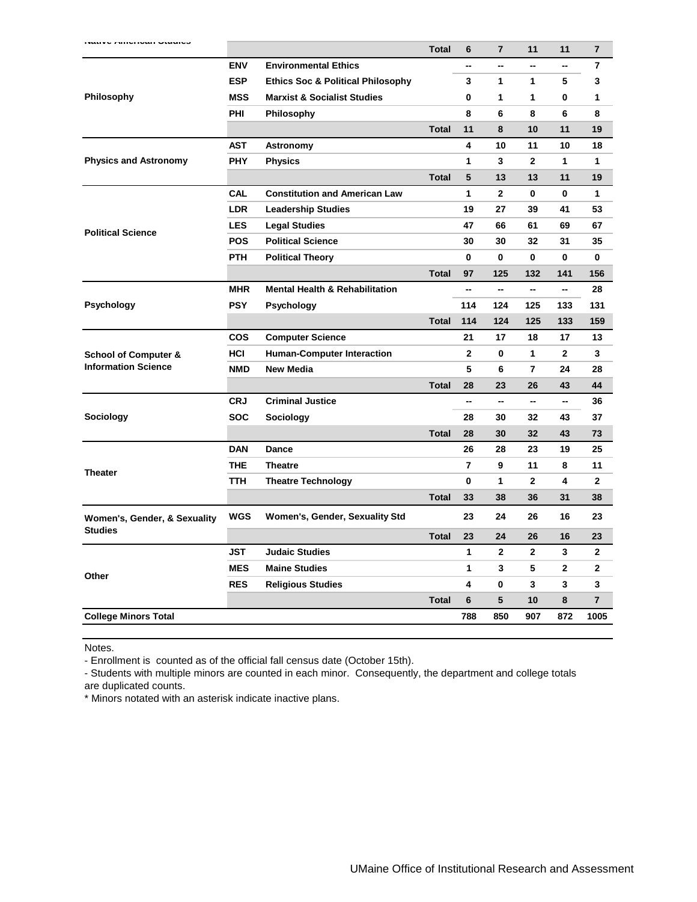| | | | | | | | | |
|---|---|---|---|---|---|---|---|---|
| Native American Studies | | | Total | 6 | 7 | 11 | 11 | 7 |
| Philosophy | ENV | Environmental Ethics | | -- | -- | -- | -- | 7 |
| | ESP | Ethics Soc & Political Philosophy | | 3 | 1 | 1 | 5 | 3 |
| | MSS | Marxist & Socialist Studies | | 0 | 1 | 1 | 0 | 1 |
| | PHI | Philosophy | | 8 | 6 | 8 | 6 | 8 |
| | | | Total | 11 | 8 | 10 | 11 | 19 |
| Physics and Astronomy | AST | Astronomy | | 4 | 10 | 11 | 10 | 18 |
| | PHY | Physics | | 1 | 3 | 2 | 1 | 1 |
| | | | Total | 5 | 13 | 13 | 11 | 19 |
| Political Science | CAL | Constitution and American Law | | 1 | 2 | 0 | 0 | 1 |
| | LDR | Leadership Studies | | 19 | 27 | 39 | 41 | 53 |
| | LES | Legal Studies | | 47 | 66 | 61 | 69 | 67 |
| | POS | Political Science | | 30 | 30 | 32 | 31 | 35 |
| | PTH | Political Theory | | 0 | 0 | 0 | 0 | 0 |
| | | | Total | 97 | 125 | 132 | 141 | 156 |
| Psychology | MHR | Mental Health & Rehabilitation | | -- | -- | -- | -- | 28 |
| | PSY | Psychology | | 114 | 124 | 125 | 133 | 131 |
| | | | Total | 114 | 124 | 125 | 133 | 159 |
| School of Computer & Information Science | COS | Computer Science | | 21 | 17 | 18 | 17 | 13 |
| | HCI | Human-Computer Interaction | | 2 | 0 | 1 | 2 | 3 |
| | NMD | New Media | | 5 | 6 | 7 | 24 | 28 |
| | | | Total | 28 | 23 | 26 | 43 | 44 |
| Sociology | CRJ | Criminal Justice | | -- | -- | -- | -- | 36 |
| | SOC | Sociology | | 28 | 30 | 32 | 43 | 37 |
| | | | Total | 28 | 30 | 32 | 43 | 73 |
| Theater | DAN | Dance | | 26 | 28 | 23 | 19 | 25 |
| | THE | Theatre | | 7 | 9 | 11 | 8 | 11 |
| | TTH | Theatre Technology | | 0 | 1 | 2 | 4 | 2 |
| | | | Total | 33 | 38 | 36 | 31 | 38 |
| Women's, Gender, & Sexuality Studies | WGS | Women's, Gender, Sexuality Std | | 23 | 24 | 26 | 16 | 23 |
| | | | Total | 23 | 24 | 26 | 16 | 23 |
| Other | JST | Judaic Studies | | 1 | 2 | 2 | 3 | 2 |
| | MES | Maine Studies | | 1 | 3 | 5 | 2 | 2 |
| | RES | Religious Studies | | 4 | 0 | 3 | 3 | 3 |
| | | | Total | 6 | 5 | 10 | 8 | 7 |
| **College Minors Total** | | | | 788 | 850 | 907 | 872 | 1005 |

Notes.

- Enrollment is counted as of the official fall census date (October 15th).
- Students with multiple minors are counted in each minor. Consequently, the department and college totals are duplicated counts.

* Minors notated with an asterisk indicate inactive plans.